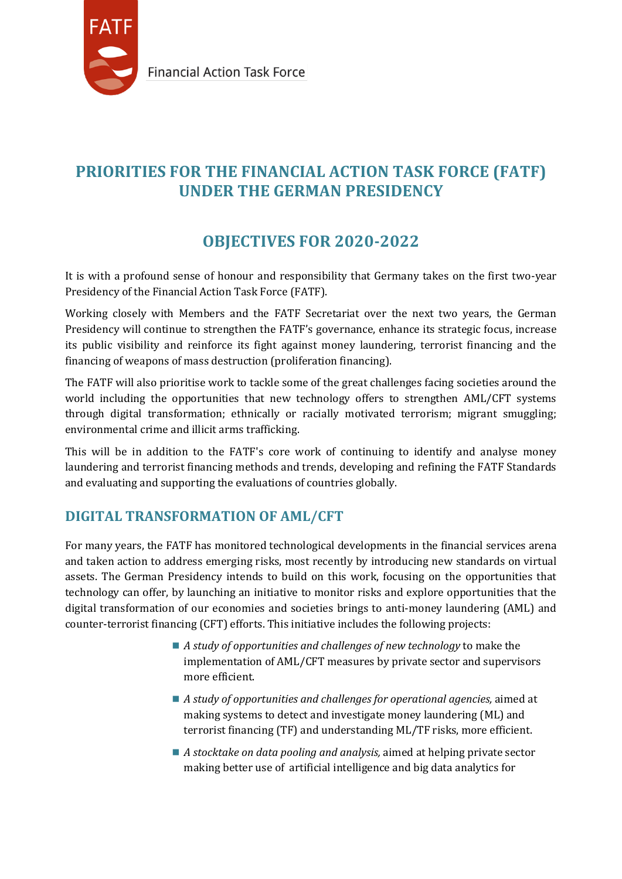# PRIORITIES FOR THE FINANCIAL ACTION TASK FORCE (FATF) UNDER THE GERMAN PRESIDENCY

## OBJECTIVES FOR 2020-2022

It is with a profound sense of honour and responsibility that Germany takes on the first two-year Presidency of the Financial Action Task Force (FATF).

Working closely with Members and the FATF Secretariat over the next two years, the German Presidency will continue to strengthen the FATF's governance, enhance its strategic focus, increase its public visibility and reinforce its fight against money laundering, terrorist financing and the financing of weapons of mass destruction (proliferation financing).

The FATF will also prioritise work to tackle some of the great challenges facing societies around the world including the opportunities that new technology offers to strengthen AML/CFT systems through digital transformation; ethnically or racially motivated terrorism; migrant smuggling; environmental crime and illicit arms trafficking.

This will be in addition to the FATF's core work of continuing to identify and analyse money laundering and terrorist financing methods and trends, developing and refining the FATF Standards and evaluating and supporting the evaluations of countries globally.

## DIGITAL TRANSFORMATION OF AML/CFT

For many years, the FATF has monitored technological developments in the financial services arena and taken action to address emerging risks, most recently by introducing new standards on virtual assets. The German Presidency intends to build on this work, focusing on the opportunities that technology can offer, by launching an initiative to monitor risks and explore opportunities that the digital transformation of our economies and societies brings to anti-money laundering (AML) and counter-terrorist financing (CFT) efforts. This initiative includes the following projects:

- *A study of opportunities and challenges of new technology* to make the implementation of AML/CFT measures by private sector and supervisors more efficient.
- *A study of opportunities and challenges for operational agencies,* aimed at making systems to detect and investigate money laundering (ML) and terrorist financing (TF) and understanding ML/TF risks, more efficient.
- *A stocktake on data pooling and analysis,* aimed at helping private sector making better use of artificial intelligence and big data analytics for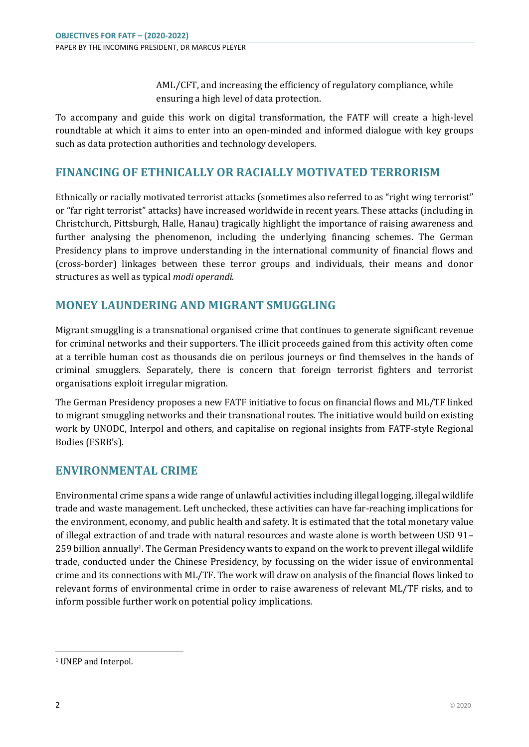AML/CFT, and increasing the efficiency of regulatory compliance, while ensuring a high level of data protection.

To accompany and guide this work on digital transformation, the FATF will create a high-level roundtable at which it aims to enter into an open-minded and informed dialogue with key groups such as data protection authorities and technology developers.

## FINANCING OF ETHNICALLY OR RACIALLY MOTIVATED TERRORISM

Ethnically or racially motivated terrorist attacks (sometimes also referred to as "right wing terrorist" or "far right terrorist" attacks) have increased worldwide in recent years. These attacks (including in Christchurch, Pittsburgh, Halle, Hanau) tragically highlight the importance of raising awareness and further analysing the phenomenon, including the underlying financing schemes. The German Presidency plans to improve understanding in the international community of financial flows and (cross-border) linkages between these terror groups and individuals, their means and donor structures as well as typical *modi operandi*.

## MONEY LAUNDERING AND MIGRANT SMUGGLING

Migrant smuggling is a transnational organised crime that continues to generate significant revenue for criminal networks and their supporters. The illicit proceeds gained from this activity often come at a terrible human cost as thousands die on perilous journeys or find themselves in the hands of criminal smugglers. Separately, there is concern that foreign terrorist fighters and terrorist organisations exploit irregular migration.

The German Presidency proposes a new FATF initiative to focus on financial flows and ML/TF linked to migrant smuggling networks and their transnational routes. The initiative would build on existing work by UNODC, Interpol and others, and capitalise on regional insights from FATF-style Regional Bodies (FSRB's).

## ENVIRONMENTAL CRIME

Environmental crime spans a wide range of unlawful activities including illegal logging, illegal wildlife trade and waste management. Left unchecked, these activities can have far-reaching implications for the environment, economy, and public health and safety. It is estimated that the total monetary value of illegal extraction of and trade with natural resources and waste alone is worth between USD 91–259 billion annually[1]. The German Presidency wants to expand on the work to prevent illegal wildlife trade, conducted under the Chinese Presidency, by focussing on the wider issue of environmental crime and its connections with ML/TF. The work will draw on analysis of the financial flows linked to relevant forms of environmental crime in order to raise awareness of relevant ML/TF risks, and to inform possible further work on potential policy implications.

[1] UNEP and Interpol.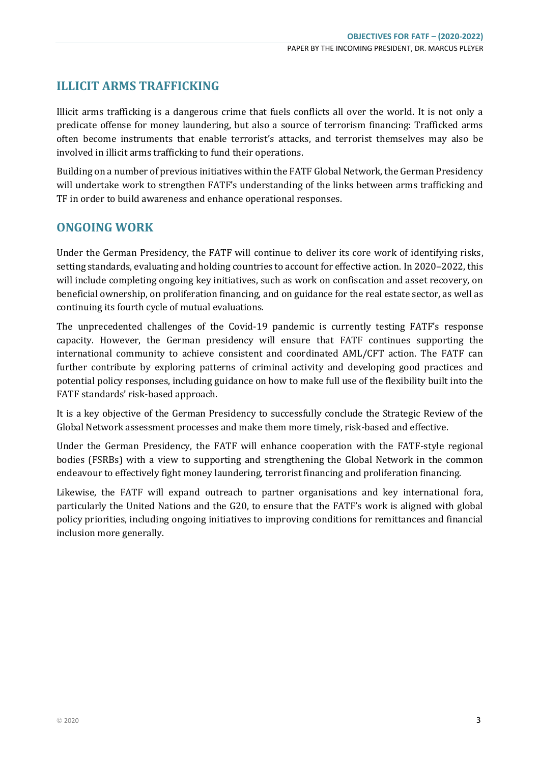## ILLICIT ARMS TRAFFICKING

Illicit arms trafficking is a dangerous crime that fuels conflicts all over the world. It is not only a predicate offense for money laundering, but also a source of terrorism financing: Trafficked arms often become instruments that enable terrorist's attacks, and terrorist themselves may also be involved in illicit arms trafficking to fund their operations.

Building on a number of previous initiatives within the FATF Global Network, the German Presidency will undertake work to strengthen FATF's understanding of the links between arms trafficking and TF in order to build awareness and enhance operational responses.

## ONGOING WORK

Under the German Presidency, the FATF will continue to deliver its core work of identifying risks, setting standards, evaluating and holding countries to account for effective action. In 2020–2022, this will include completing ongoing key initiatives, such as work on confiscation and asset recovery, on beneficial ownership, on proliferation financing, and on guidance for the real estate sector, as well as continuing its fourth cycle of mutual evaluations.

The unprecedented challenges of the Covid-19 pandemic is currently testing FATF's response capacity. However, the German presidency will ensure that FATF continues supporting the international community to achieve consistent and coordinated AML/CFT action. The FATF can further contribute by exploring patterns of criminal activity and developing good practices and potential policy responses, including guidance on how to make full use of the flexibility built into the FATF standards' risk-based approach.

It is a key objective of the German Presidency to successfully conclude the Strategic Review of the Global Network assessment processes and make them more timely, risk-based and effective.

Under the German Presidency, the FATF will enhance cooperation with the FATF-style regional bodies (FSRBs) with a view to supporting and strengthening the Global Network in the common endeavour to effectively fight money laundering, terrorist financing and proliferation financing.

Likewise, the FATF will expand outreach to partner organisations and key international fora, particularly the United Nations and the G20, to ensure that the FATF's work is aligned with global policy priorities, including ongoing initiatives to improving conditions for remittances and financial inclusion more generally.